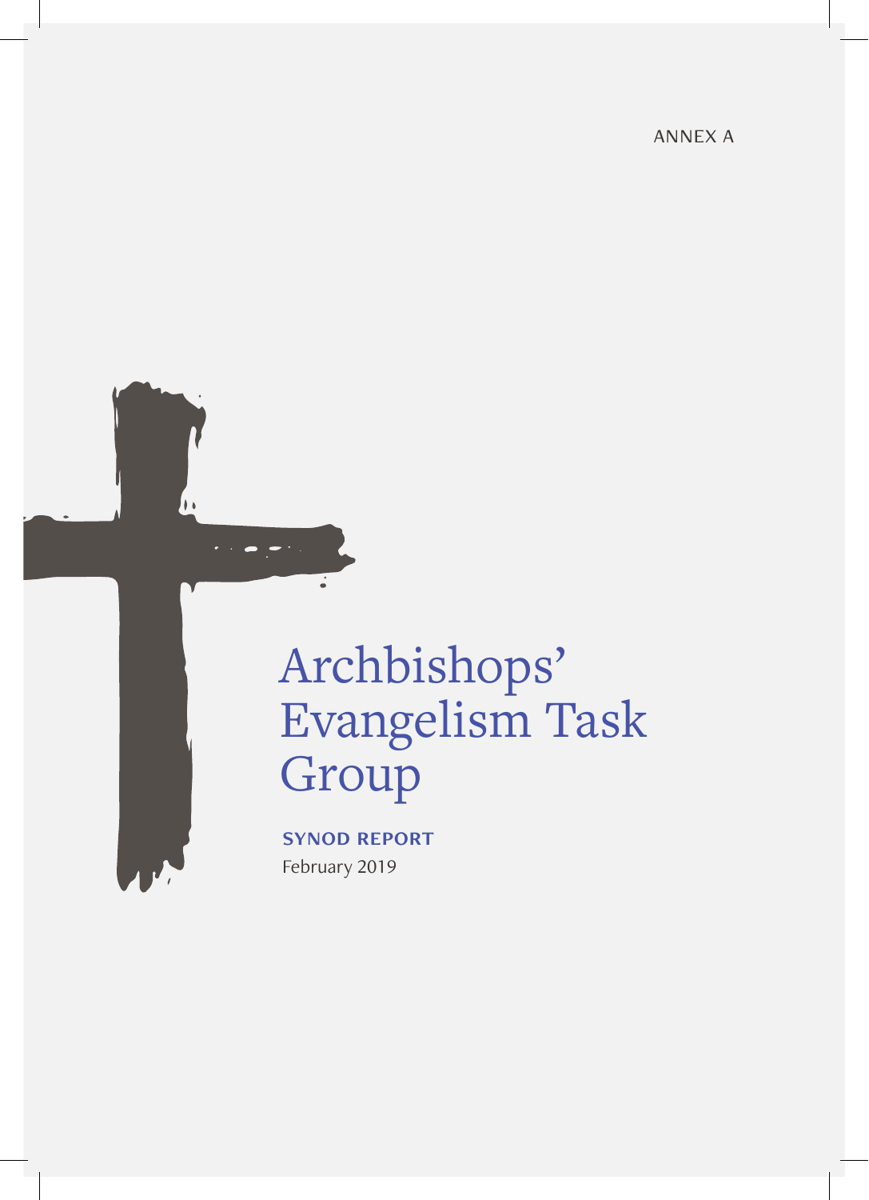ANNEX A

# Archbishops' Evangelism Task Group

**SYNOD REPORT**

February 2019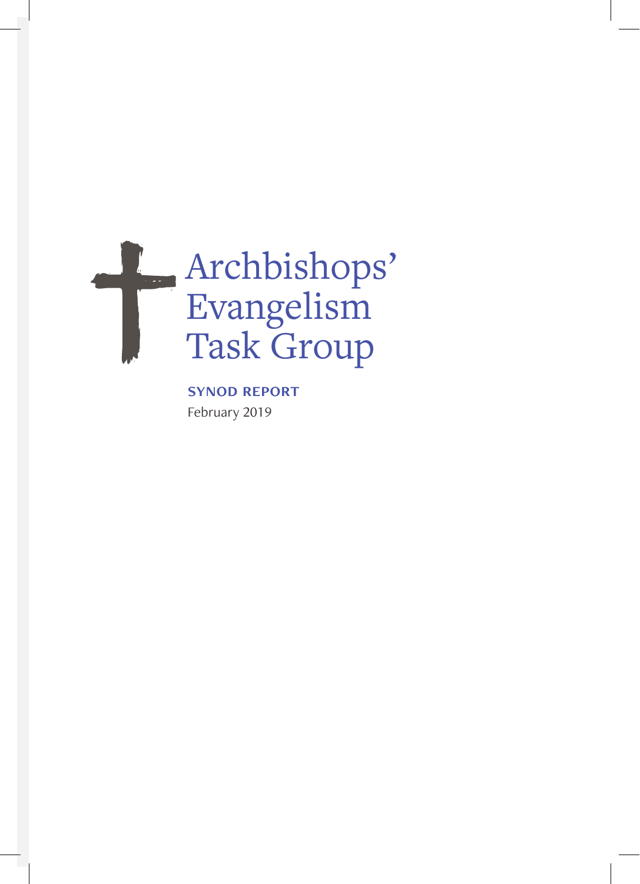# Archbishops' Evangelism Task Group

**SYNOD REPORT**

February 2019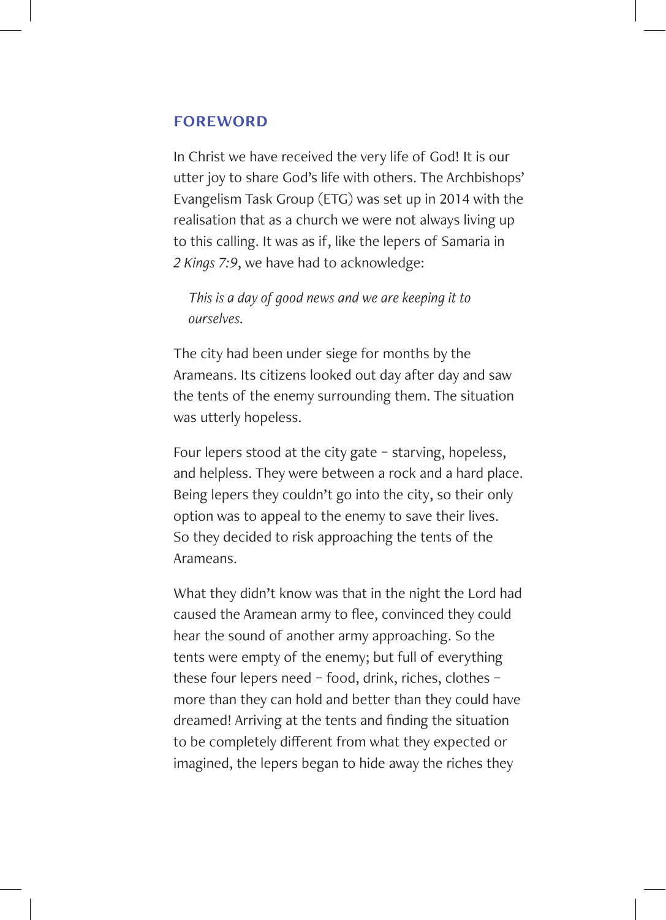## FOREWORD

In Christ we have received the very life of God! It is our utter joy to share God's life with others. The Archbishops' Evangelism Task Group (ETG) was set up in 2014 with the realisation that as a church we were not always living up to this calling. It was as if, like the lepers of Samaria in *2 Kings 7:9*, we have had to acknowledge:

> *This is a day of good news and we are keeping it to ourselves.*

The city had been under siege for months by the Arameans. Its citizens looked out day after day and saw the tents of the enemy surrounding them. The situation was utterly hopeless.

Four lepers stood at the city gate – starving, hopeless, and helpless. They were between a rock and a hard place. Being lepers they couldn't go into the city, so their only option was to appeal to the enemy to save their lives. So they decided to risk approaching the tents of the Arameans.

What they didn't know was that in the night the Lord had caused the Aramean army to flee, convinced they could hear the sound of another army approaching. So the tents were empty of the enemy; but full of everything these four lepers need – food, drink, riches, clothes – more than they can hold and better than they could have dreamed! Arriving at the tents and finding the situation to be completely different from what they expected or imagined, the lepers began to hide away the riches they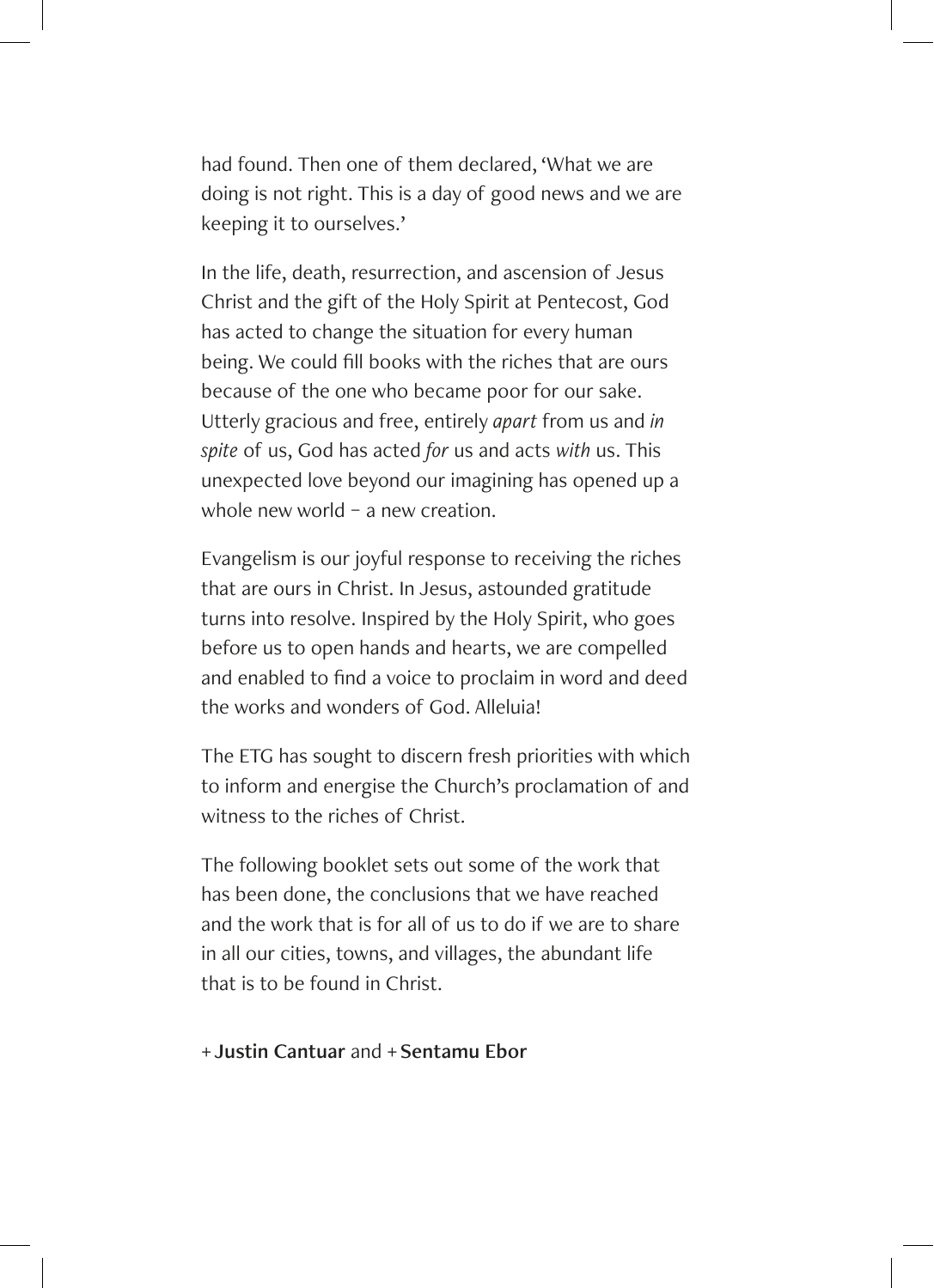had found. Then one of them declared, 'What we are doing is not right. This is a day of good news and we are keeping it to ourselves.'

In the life, death, resurrection, and ascension of Jesus Christ and the gift of the Holy Spirit at Pentecost, God has acted to change the situation for every human being. We could fill books with the riches that are ours because of the one who became poor for our sake. Utterly gracious and free, entirely *apart* from us and *in spite* of us, God has acted *for* us and acts *with* us. This unexpected love beyond our imagining has opened up a whole new world – a new creation.

Evangelism is our joyful response to receiving the riches that are ours in Christ. In Jesus, astounded gratitude turns into resolve. Inspired by the Holy Spirit, who goes before us to open hands and hearts, we are compelled and enabled to find a voice to proclaim in word and deed the works and wonders of God. Alleluia!

The ETG has sought to discern fresh priorities with which to inform and energise the Church's proclamation of and witness to the riches of Christ.

The following booklet sets out some of the work that has been done, the conclusions that we have reached and the work that is for all of us to do if we are to share in all our cities, towns, and villages, the abundant life that is to be found in Christ.

+ **Justin Cantuar** and + **Sentamu Ebor**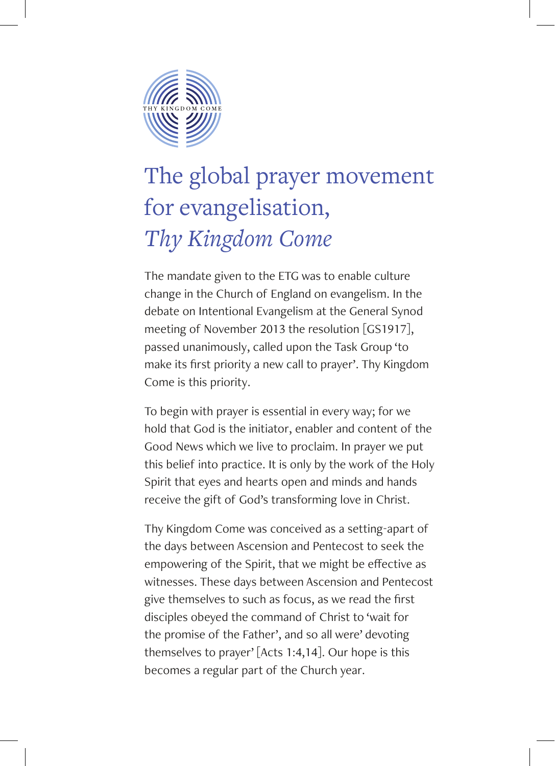# The global prayer movement for evangelisation, *Thy Kingdom Come*

The mandate given to the ETG was to enable culture change in the Church of England on evangelism. In the debate on Intentional Evangelism at the General Synod meeting of November 2013 the resolution [GS1917], passed unanimously, called upon the Task Group 'to make its first priority a new call to prayer'. Thy Kingdom Come is this priority.

To begin with prayer is essential in every way; for we hold that God is the initiator, enabler and content of the Good News which we live to proclaim. In prayer we put this belief into practice. It is only by the work of the Holy Spirit that eyes and hearts open and minds and hands receive the gift of God's transforming love in Christ.

Thy Kingdom Come was conceived as a setting-apart of the days between Ascension and Pentecost to seek the empowering of the Spirit, that we might be effective as witnesses. These days between Ascension and Pentecost give themselves to such as focus, as we read the first disciples obeyed the command of Christ to 'wait for the promise of the Father', and so all were' devoting themselves to prayer' [Acts 1:4,14]. Our hope is this becomes a regular part of the Church year.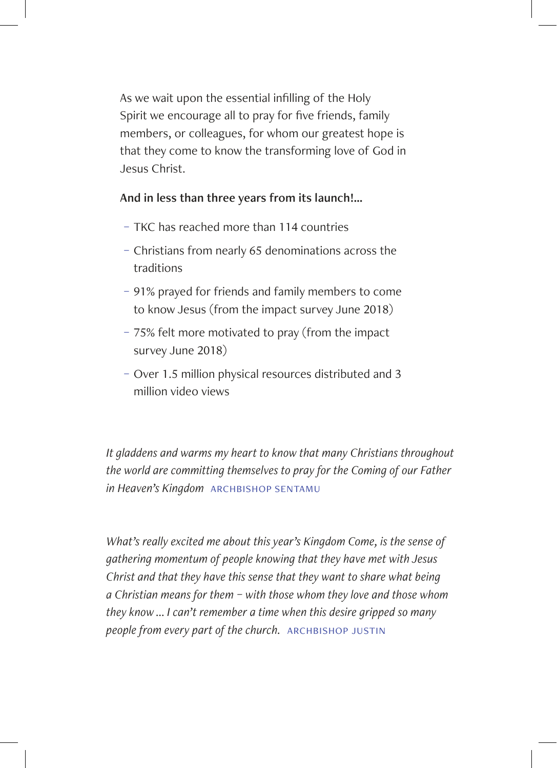As we wait upon the essential infilling of the Holy Spirit we encourage all to pray for five friends, family members, or colleagues, for whom our greatest hope is that they come to know the transforming love of God in Jesus Christ.

**And in less than three years from its launch!...**

- TKC has reached more than 114 countries
- Christians from nearly 65 denominations across the traditions
- 91% prayed for friends and family members to come to know Jesus (from the impact survey June 2018)
- 75% felt more motivated to pray (from the impact survey June 2018)
- Over 1.5 million physical resources distributed and 3 million video views

*It gladdens and warms my heart to know that many Christians throughout the world are committing themselves to pray for the Coming of our Father in Heaven's Kingdom* ARCHBISHOP SENTAMU

*What's really excited me about this year's Kingdom Come, is the sense of gathering momentum of people knowing that they have met with Jesus Christ and that they have this sense that they want to share what being a Christian means for them – with those whom they love and those whom they know ... I can't remember a time when this desire gripped so many people from every part of the church.* ARCHBISHOP JUSTIN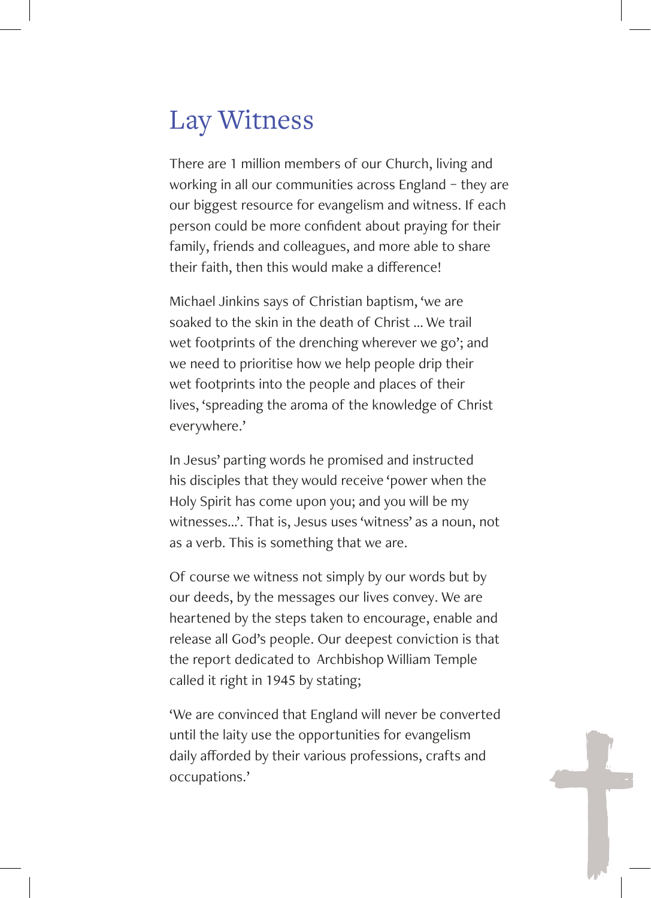# Lay Witness

There are 1 million members of our Church, living and working in all our communities across England – they are our biggest resource for evangelism and witness. If each person could be more confident about praying for their family, friends and colleagues, and more able to share their faith, then this would make a difference!

Michael Jinkins says of Christian baptism, 'we are soaked to the skin in the death of Christ ... We trail wet footprints of the drenching wherever we go'; and we need to prioritise how we help people drip their wet footprints into the people and places of their lives, 'spreading the aroma of the knowledge of Christ everywhere.'

In Jesus' parting words he promised and instructed his disciples that they would receive 'power when the Holy Spirit has come upon you; and you will be my witnesses...'. That is, Jesus uses 'witness' as a noun, not as a verb. This is something that we are.

Of course we witness not simply by our words but by our deeds, by the messages our lives convey. We are heartened by the steps taken to encourage, enable and release all God's people. Our deepest conviction is that the report dedicated to Archbishop William Temple called it right in 1945 by stating;

'We are convinced that England will never be converted until the laity use the opportunities for evangelism daily afforded by their various professions, crafts and occupations.'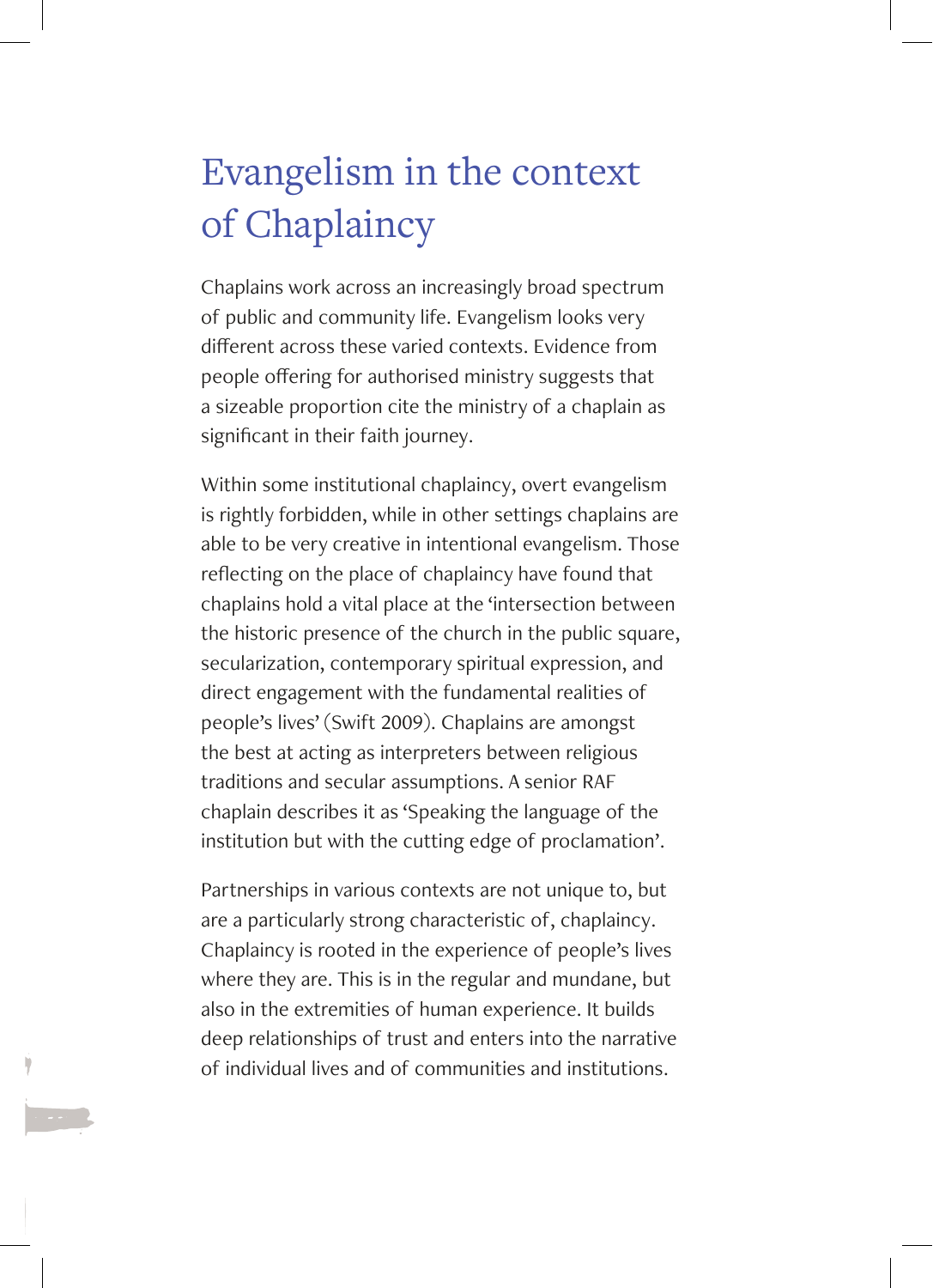# Evangelism in the context of Chaplaincy

Chaplains work across an increasingly broad spectrum of public and community life. Evangelism looks very different across these varied contexts. Evidence from people offering for authorised ministry suggests that a sizeable proportion cite the ministry of a chaplain as significant in their faith journey.

Within some institutional chaplaincy, overt evangelism is rightly forbidden, while in other settings chaplains are able to be very creative in intentional evangelism. Those reflecting on the place of chaplaincy have found that chaplains hold a vital place at the 'intersection between the historic presence of the church in the public square, secularization, contemporary spiritual expression, and direct engagement with the fundamental realities of people's lives' (Swift 2009). Chaplains are amongst the best at acting as interpreters between religious traditions and secular assumptions. A senior RAF chaplain describes it as 'Speaking the language of the institution but with the cutting edge of proclamation'.

Partnerships in various contexts are not unique to, but are a particularly strong characteristic of, chaplaincy. Chaplaincy is rooted in the experience of people's lives where they are. This is in the regular and mundane, but also in the extremities of human experience. It builds deep relationships of trust and enters into the narrative of individual lives and of communities and institutions.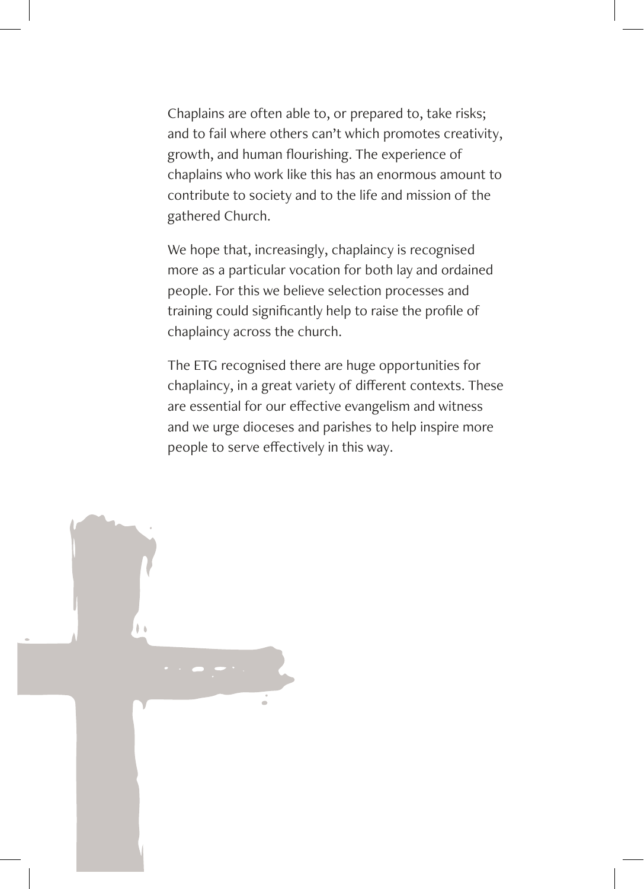Chaplains are often able to, or prepared to, take risks; and to fail where others can't which promotes creativity, growth, and human flourishing. The experience of chaplains who work like this has an enormous amount to contribute to society and to the life and mission of the gathered Church.

We hope that, increasingly, chaplaincy is recognised more as a particular vocation for both lay and ordained people. For this we believe selection processes and training could significantly help to raise the profile of chaplaincy across the church.

The ETG recognised there are huge opportunities for chaplaincy, in a great variety of different contexts. These are essential for our effective evangelism and witness and we urge dioceses and parishes to help inspire more people to serve effectively in this way.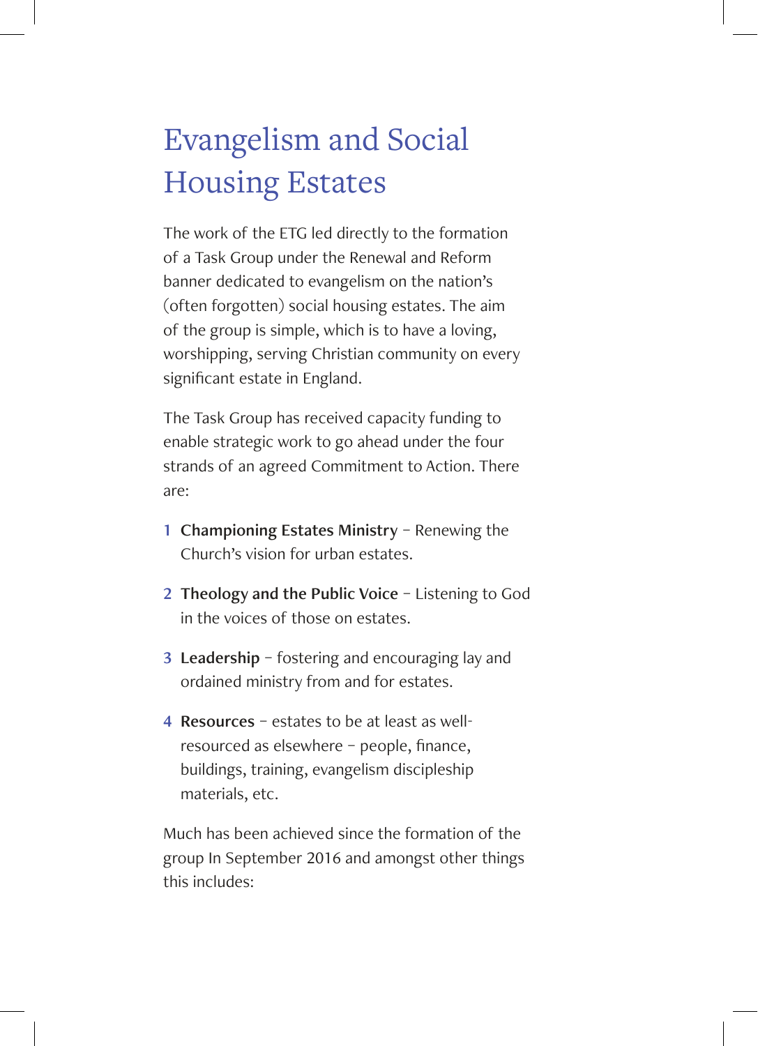# Evangelism and Social Housing Estates

The work of the ETG led directly to the formation of a Task Group under the Renewal and Reform banner dedicated to evangelism on the nation's (often forgotten) social housing estates. The aim of the group is simple, which is to have a loving, worshipping, serving Christian community on every significant estate in England.

The Task Group has received capacity funding to enable strategic work to go ahead under the four strands of an agreed Commitment to Action. There are:

1. **Championing Estates Ministry** – Renewing the Church's vision for urban estates.
2. **Theology and the Public Voice** – Listening to God in the voices of those on estates.
3. **Leadership** – fostering and encouraging lay and ordained ministry from and for estates.
4. **Resources** – estates to be at least as well-resourced as elsewhere – people, finance, buildings, training, evangelism discipleship materials, etc.

Much has been achieved since the formation of the group In September 2016 and amongst other things this includes: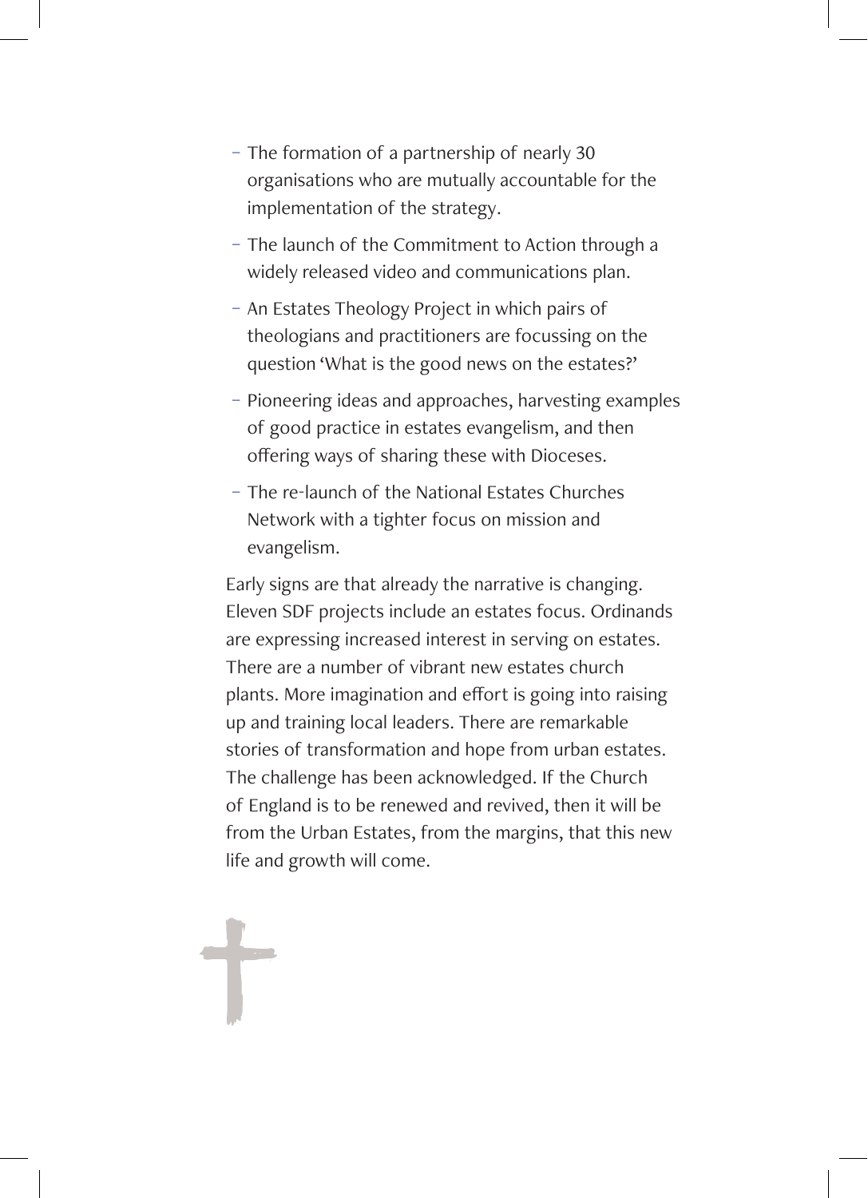- The formation of a partnership of nearly 30 organisations who are mutually accountable for the implementation of the strategy.
- The launch of the Commitment to Action through a widely released video and communications plan.
- An Estates Theology Project in which pairs of theologians and practitioners are focussing on the question 'What is the good news on the estates?'
- Pioneering ideas and approaches, harvesting examples of good practice in estates evangelism, and then offering ways of sharing these with Dioceses.
- The re-launch of the National Estates Churches Network with a tighter focus on mission and evangelism.

Early signs are that already the narrative is changing. Eleven SDF projects include an estates focus. Ordinands are expressing increased interest in serving on estates. There are a number of vibrant new estates church plants. More imagination and effort is going into raising up and training local leaders. There are remarkable stories of transformation and hope from urban estates. The challenge has been acknowledged. If the Church of England is to be renewed and revived, then it will be from the Urban Estates, from the margins, that this new life and growth will come.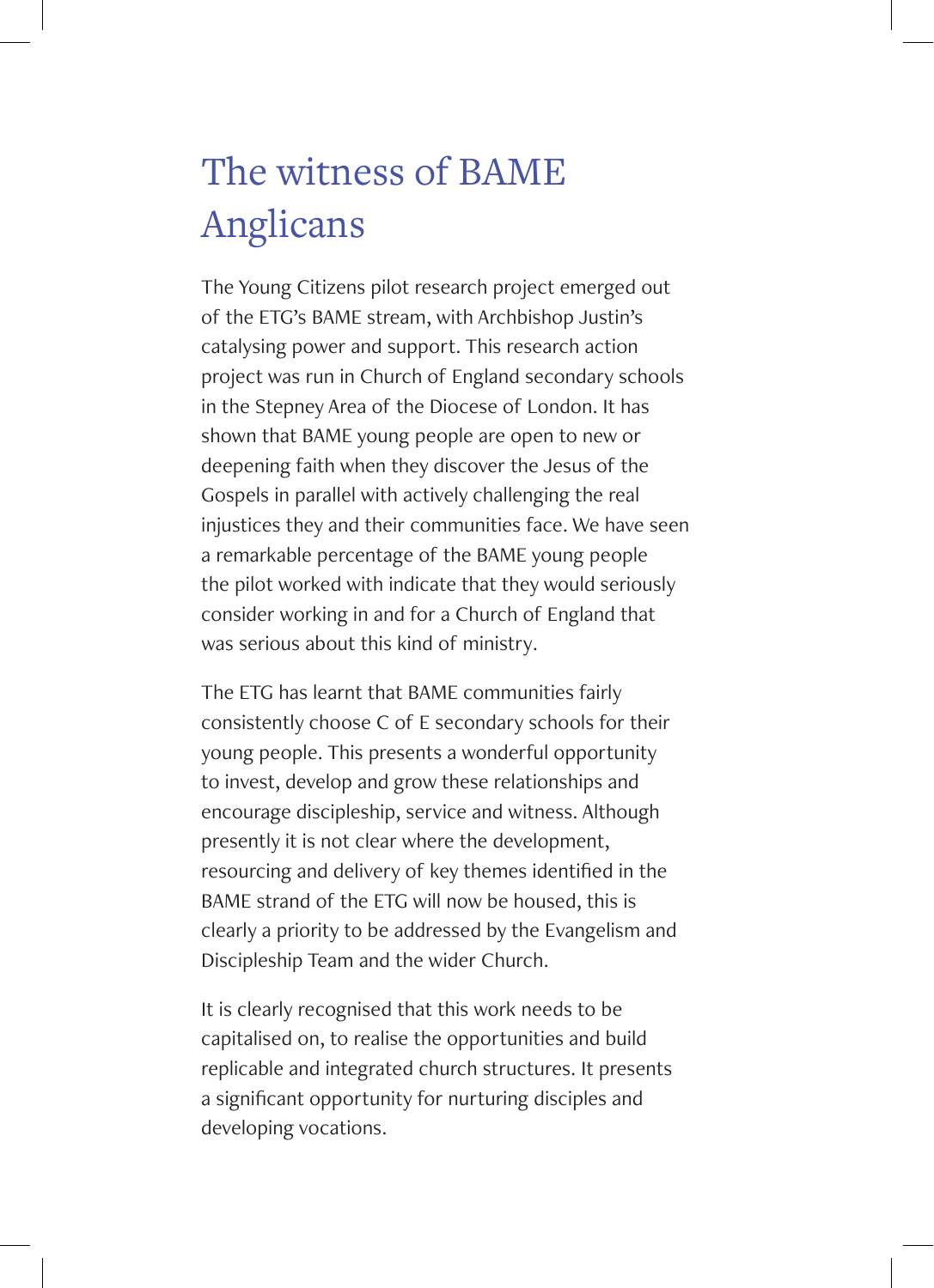# The witness of BAME Anglicans

The Young Citizens pilot research project emerged out of the ETG's BAME stream, with Archbishop Justin's catalysing power and support. This research action project was run in Church of England secondary schools in the Stepney Area of the Diocese of London. It has shown that BAME young people are open to new or deepening faith when they discover the Jesus of the Gospels in parallel with actively challenging the real injustices they and their communities face. We have seen a remarkable percentage of the BAME young people the pilot worked with indicate that they would seriously consider working in and for a Church of England that was serious about this kind of ministry.

The ETG has learnt that BAME communities fairly consistently choose C of E secondary schools for their young people. This presents a wonderful opportunity to invest, develop and grow these relationships and encourage discipleship, service and witness. Although presently it is not clear where the development, resourcing and delivery of key themes identified in the BAME strand of the ETG will now be housed, this is clearly a priority to be addressed by the Evangelism and Discipleship Team and the wider Church.

It is clearly recognised that this work needs to be capitalised on, to realise the opportunities and build replicable and integrated church structures. It presents a significant opportunity for nurturing disciples and developing vocations.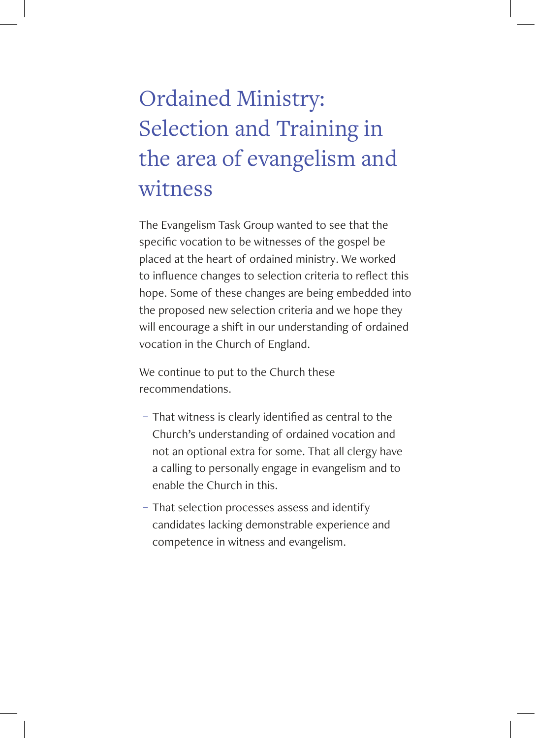# Ordained Ministry: Selection and Training in the area of evangelism and witness

The Evangelism Task Group wanted to see that the specific vocation to be witnesses of the gospel be placed at the heart of ordained ministry. We worked to influence changes to selection criteria to reflect this hope. Some of these changes are being embedded into the proposed new selection criteria and we hope they will encourage a shift in our understanding of ordained vocation in the Church of England.

We continue to put to the Church these recommendations.

- That witness is clearly identified as central to the Church's understanding of ordained vocation and not an optional extra for some. That all clergy have a calling to personally engage in evangelism and to enable the Church in this.
- That selection processes assess and identify candidates lacking demonstrable experience and competence in witness and evangelism.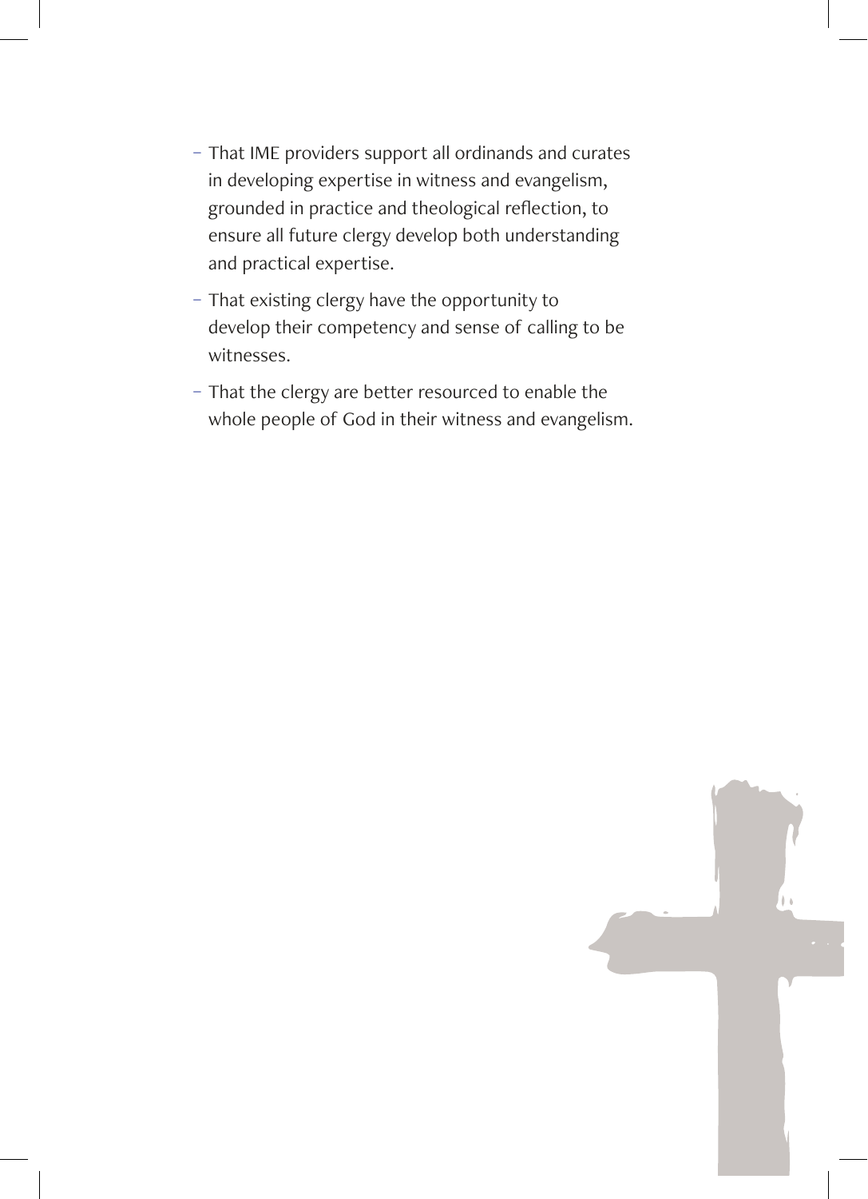- That IME providers support all ordinands and curates in developing expertise in witness and evangelism, grounded in practice and theological reflection, to ensure all future clergy develop both understanding and practical expertise.
- That existing clergy have the opportunity to develop their competency and sense of calling to be witnesses.
- That the clergy are better resourced to enable the whole people of God in their witness and evangelism.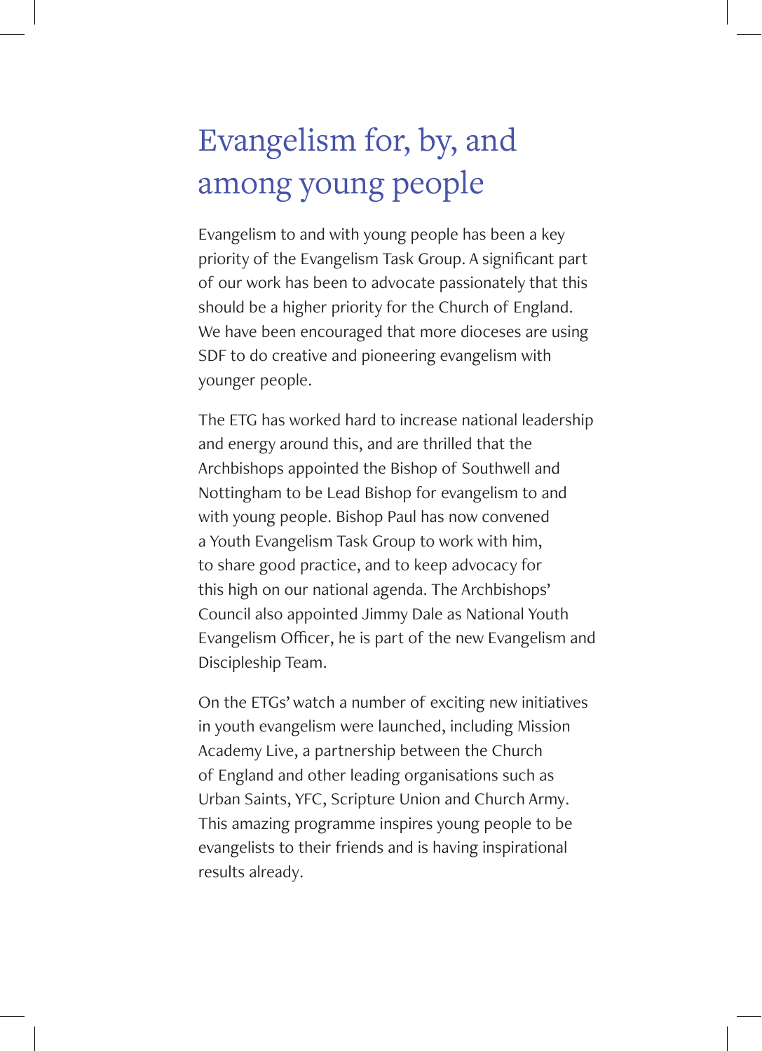# Evangelism for, by, and among young people

Evangelism to and with young people has been a key priority of the Evangelism Task Group. A significant part of our work has been to advocate passionately that this should be a higher priority for the Church of England. We have been encouraged that more dioceses are using SDF to do creative and pioneering evangelism with younger people.

The ETG has worked hard to increase national leadership and energy around this, and are thrilled that the Archbishops appointed the Bishop of Southwell and Nottingham to be Lead Bishop for evangelism to and with young people. Bishop Paul has now convened a Youth Evangelism Task Group to work with him, to share good practice, and to keep advocacy for this high on our national agenda. The Archbishops' Council also appointed Jimmy Dale as National Youth Evangelism Officer, he is part of the new Evangelism and Discipleship Team.

On the ETGs' watch a number of exciting new initiatives in youth evangelism were launched, including Mission Academy Live, a partnership between the Church of England and other leading organisations such as Urban Saints, YFC, Scripture Union and Church Army. This amazing programme inspires young people to be evangelists to their friends and is having inspirational results already.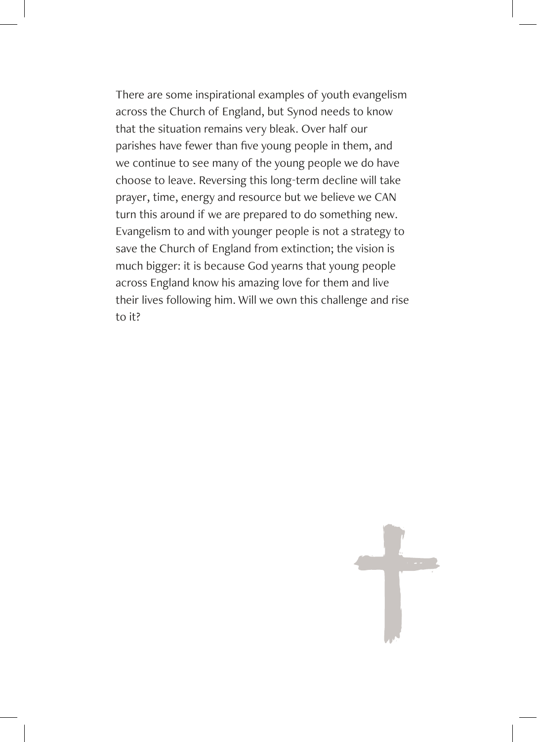There are some inspirational examples of youth evangelism across the Church of England, but Synod needs to know that the situation remains very bleak. Over half our parishes have fewer than five young people in them, and we continue to see many of the young people we do have choose to leave. Reversing this long-term decline will take prayer, time, energy and resource but we believe we CAN turn this around if we are prepared to do something new. Evangelism to and with younger people is not a strategy to save the Church of England from extinction; the vision is much bigger: it is because God yearns that young people across England know his amazing love for them and live their lives following him. Will we own this challenge and rise to it?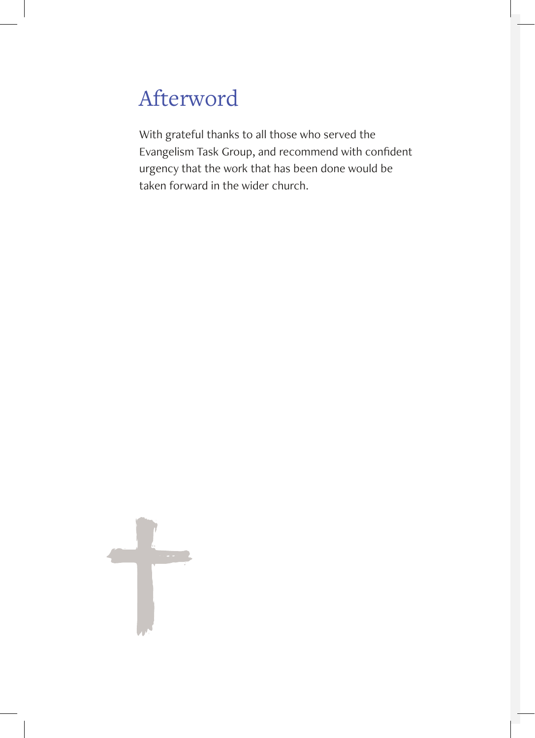# Afterword

With grateful thanks to all those who served the Evangelism Task Group, and recommend with confident urgency that the work that has been done would be taken forward in the wider church.